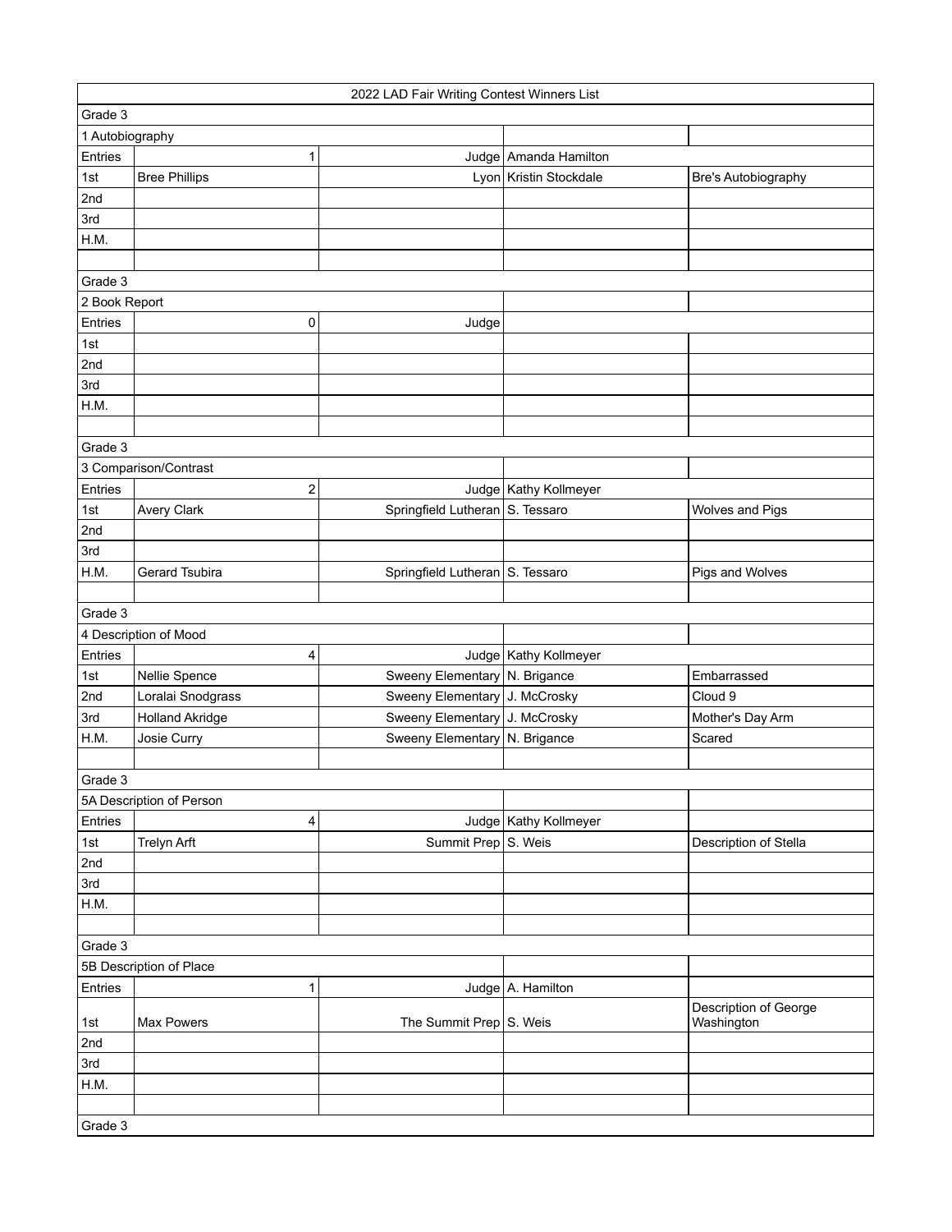| 2022 LAD Fair Writing Contest Winners List | | | | |
|---|---|---|---|---|
| Grade 3 | | | | |
| 1 Autobiography | | | | |
| Entries | 1 | Judge | Amanda Hamilton | |
| 1st | Bree Phillips | Lyon | Kristin Stockdale | Bre's Autobiography |
| 2nd | | | | |
| 3rd | | | | |
| H.M. | | | | |
| | | | | |
| Grade 3 | | | | |
| 2 Book Report | | | | |
| Entries | 0 | Judge | | |
| 1st | | | | |
| 2nd | | | | |
| 3rd | | | | |
| H.M. | | | | |
| | | | | |
| Grade 3 | | | | |
| 3 Comparison/Contrast | | | | |
| Entries | 2 | Judge | Kathy Kollmeyer | |
| 1st | Avery Clark | Springfield Lutheran | S. Tessaro | Wolves and Pigs |
| 2nd | | | | |
| 3rd | | | | |
| H.M. | Gerard Tsubira | Springfield Lutheran | S. Tessaro | Pigs and Wolves |
| | | | | |
| Grade 3 | | | | |
| 4 Description of Mood | | | | |
| Entries | 4 | Judge | Kathy Kollmeyer | |
| 1st | Nellie Spence | Sweeny Elementary | N. Brigance | Embarrassed |
| 2nd | Loralai Snodgrass | Sweeny Elementary | J. McCrosky | Cloud 9 |
| 3rd | Holland Akridge | Sweeny Elementary | J. McCrosky | Mother's Day Arm |
| H.M. | Josie Curry | Sweeny Elementary | N. Brigance | Scared |
| | | | | |
| Grade 3 | | | | |
| 5A Description of Person | | | | |
| Entries | 4 | Judge | Kathy Kollmeyer | |
| 1st | Trelyn Arft | Summit Prep | S. Weis | Description of Stella |
| 2nd | | | | |
| 3rd | | | | |
| H.M. | | | | |
| | | | | |
| Grade 3 | | | | |
| 5B Description of Place | | | | |
| Entries | 1 | Judge | A. Hamilton | |
| 1st | Max Powers | The Summit Prep | S. Weis | Description of George Washington |
| 2nd | | | | |
| 3rd | | | | |
| H.M. | | | | |
| | | | | |
| Grade 3 | | | | |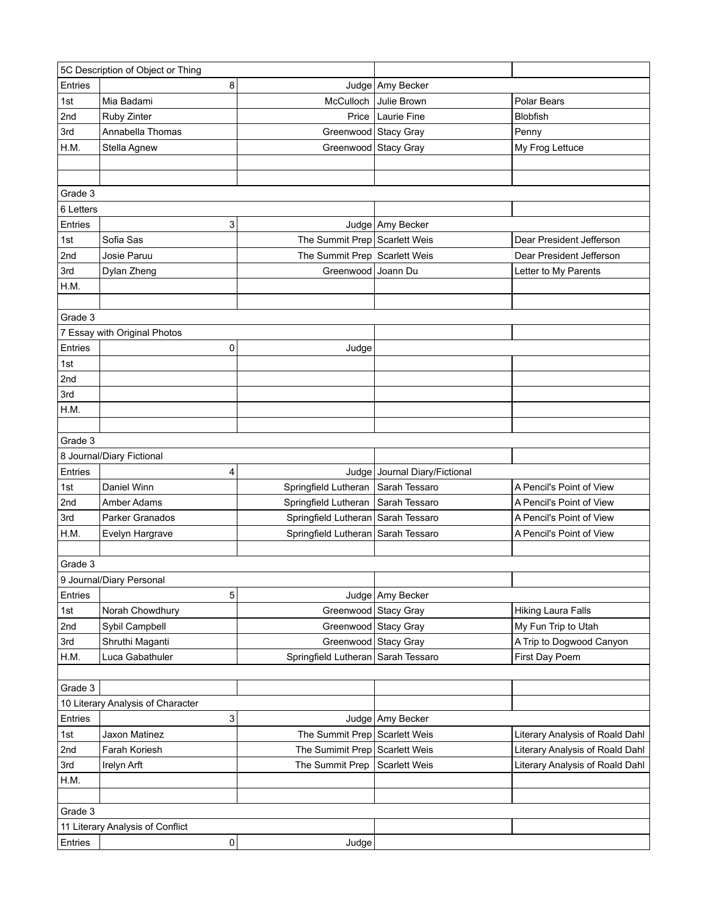| 5C Description of Object or Thing | | | | |
|---|---|---|---|---|
| Entries | 8 | Judge | Amy Becker | |
| 1st | Mia Badami | McCulloch | Julie Brown | Polar Bears |
| 2nd | Ruby Zinter | Price | Laurie Fine | Blobfish |
| 3rd | Annabella Thomas | Greenwood | Stacy Gray | Penny |
| H.M. | Stella Agnew | Greenwood | Stacy Gray | My Frog Lettuce |
| | | | | |
| | | | | |
| Grade 3 | | | | |
| 6 Letters | | | | |
| Entries | 3 | Judge | Amy Becker | |
| 1st | Sofia Sas | The Summit Prep | Scarlett Weis | Dear President Jefferson |
| 2nd | Josie Paruu | The Summit Prep | Scarlett Weis | Dear President Jefferson |
| 3rd | Dylan Zheng | Greenwood | Joann Du | Letter to My Parents |
| H.M. | | | | |
| | | | | |
| Grade 3 | | | | |
| 7 Essay with Original Photos | | | | |
| Entries | 0 | Judge | | |
| 1st | | | | |
| 2nd | | | | |
| 3rd | | | | |
| H.M. | | | | |
| | | | | |
| Grade 3 | | | | |
| 8 Journal/Diary Fictional | | | | |
| Entries | 4 | Judge | Journal Diary/Fictional | |
| 1st | Daniel Winn | Springfield Lutheran | Sarah Tessaro | A Pencil's Point of View |
| 2nd | Amber Adams | Springfield Lutheran | Sarah Tessaro | A Pencil's Point of View |
| 3rd | Parker Granados | Springfield Lutheran | Sarah Tessaro | A Pencil's Point of View |
| H.M. | Evelyn Hargrave | Springfield Lutheran | Sarah Tessaro | A Pencil's Point of View |
| | | | | |
| Grade 3 | | | | |
| 9 Journal/Diary Personal | | | | |
| Entries | 5 | Judge | Amy Becker | |
| 1st | Norah Chowdhury | Greenwood | Stacy Gray | Hiking Laura Falls |
| 2nd | Sybil Campbell | Greenwood | Stacy Gray | My Fun Trip to Utah |
| 3rd | Shruthi Maganti | Greenwood | Stacy Gray | A Trip to Dogwood Canyon |
| H.M. | Luca Gabathuler | Springfield Lutheran | Sarah Tessaro | First Day Poem |
| | | | | |
| Grade 3 | | | | |
| 10 Literary Analysis of Character | | | | |
| Entries | 3 | Judge | Amy Becker | |
| 1st | Jaxon Matinez | The Summit Prep | Scarlett Weis | Literary Analysis of Roald Dahl |
| 2nd | Farah Koriesh | The Sumimit Prep | Scarlett Weis | Literary Analysis of Roald Dahl |
| 3rd | Irelyn Arft | The Summit Prep | Scarlett Weis | Literary Analysis of Roald Dahl |
| H.M. | | | | |
| | | | | |
| Grade 3 | | | | |
| 11 Literary Analysis of Conflict | | | | |
| Entries | 0 | Judge | | |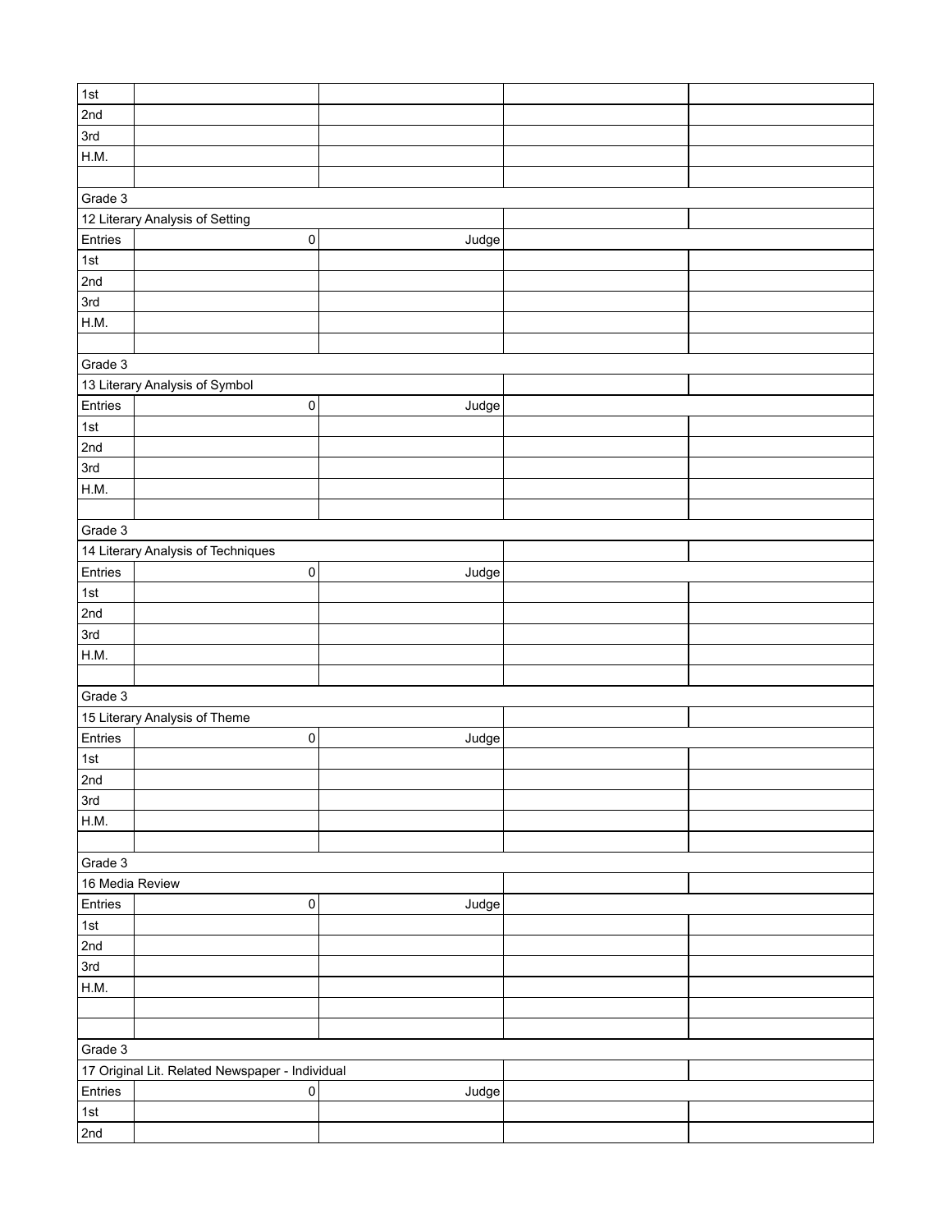| | | | | |
|---|---|---|---|---|
| 1st | | | | |
| 2nd | | | | |
| 3rd | | | | |
| H.M. | | | | |
| | | | | |
| Grade 3 | | | | |
| 12 Literary Analysis of Setting | | | | |
| Entries | 0 | Judge | | |
| 1st | | | | |
| 2nd | | | | |
| 3rd | | | | |
| H.M. | | | | |
| | | | | |
| Grade 3 | | | | |
| 13 Literary Analysis of Symbol | | | | |
| Entries | 0 | Judge | | |
| 1st | | | | |
| 2nd | | | | |
| 3rd | | | | |
| H.M. | | | | |
| | | | | |
| Grade 3 | | | | |
| 14 Literary Analysis of Techniques | | | | |
| Entries | 0 | Judge | | |
| 1st | | | | |
| 2nd | | | | |
| 3rd | | | | |
| H.M. | | | | |
| | | | | |
| Grade 3 | | | | |
| 15 Literary Analysis of Theme | | | | |
| Entries | 0 | Judge | | |
| 1st | | | | |
| 2nd | | | | |
| 3rd | | | | |
| H.M. | | | | |
| | | | | |
| Grade 3 | | | | |
| 16 Media Review | | | | |
| Entries | 0 | Judge | | |
| 1st | | | | |
| 2nd | | | | |
| 3rd | | | | |
| H.M. | | | | |
| | | | | |
| | | | | |
| Grade 3 | | | | |
| 17 Original Lit. Related Newspaper - Individual | | | | |
| Entries | 0 | Judge | | |
| 1st | | | | |
| 2nd | | | | |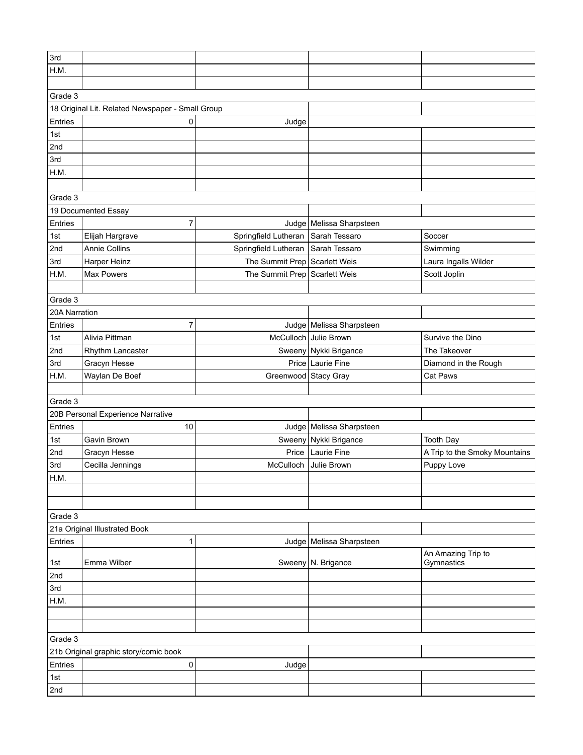| | | | | |
|---|---|---|---|---|
| 3rd | | | | |
| H.M. | | | | |
| | | | | |
| Grade 3 | | | | |
| 18 Original Lit. Related Newspaper - Small Group | | | | |
| Entries | 0 | Judge | | |
| 1st | | | | |
| 2nd | | | | |
| 3rd | | | | |
| H.M. | | | | |
| | | | | |
| Grade 3 | | | | |
| 19 Documented Essay | | | | |
| Entries | 7 | Judge | Melissa Sharpsteen | |
| 1st | Elijah Hargrave | Springfield Lutheran | Sarah Tessaro | Soccer |
| 2nd | Annie Collins | Springfield Lutheran | Sarah Tessaro | Swimming |
| 3rd | Harper Heinz | The Summit Prep | Scarlett Weis | Laura Ingalls Wilder |
| H.M. | Max Powers | The Summit Prep | Scarlett Weis | Scott Joplin |
| | | | | |
| Grade 3 | | | | |
| 20A Narration | | | | |
| Entries | 7 | Judge | Melissa Sharpsteen | |
| 1st | Alivia Pittman | McCulloch | Julie Brown | Survive the Dino |
| 2nd | Rhythm Lancaster | Sweeny | Nykki Brigance | The Takeover |
| 3rd | Gracyn Hesse | Price | Laurie Fine | Diamond in the Rough |
| H.M. | Waylan De Boef | Greenwood | Stacy Gray | Cat Paws |
| | | | | |
| Grade 3 | | | | |
| 20B Personal Experience Narrative | | | | |
| Entries | 10 | Judge | Melissa Sharpsteen | |
| 1st | Gavin Brown | Sweeny | Nykki Brigance | Tooth Day |
| 2nd | Gracyn Hesse | Price | Laurie Fine | A Trip to the Smoky Mountains |
| 3rd | Cecilla Jennings | McCulloch | Julie Brown | Puppy Love |
| H.M. | | | | |
| | | | | |
| | | | | |
| Grade 3 | | | | |
| 21a Original Illustrated Book | | | | |
| Entries | 1 | Judge | Melissa Sharpsteen | |
| 1st | Emma Wilber | Sweeny | N. Brigance | An Amazing Trip to Gymnastics |
| 2nd | | | | |
| 3rd | | | | |
| H.M. | | | | |
| | | | | |
| | | | | |
| Grade 3 | | | | |
| 21b Original graphic story/comic book | | | | |
| Entries | 0 | Judge | | |
| 1st | | | | |
| 2nd | | | | |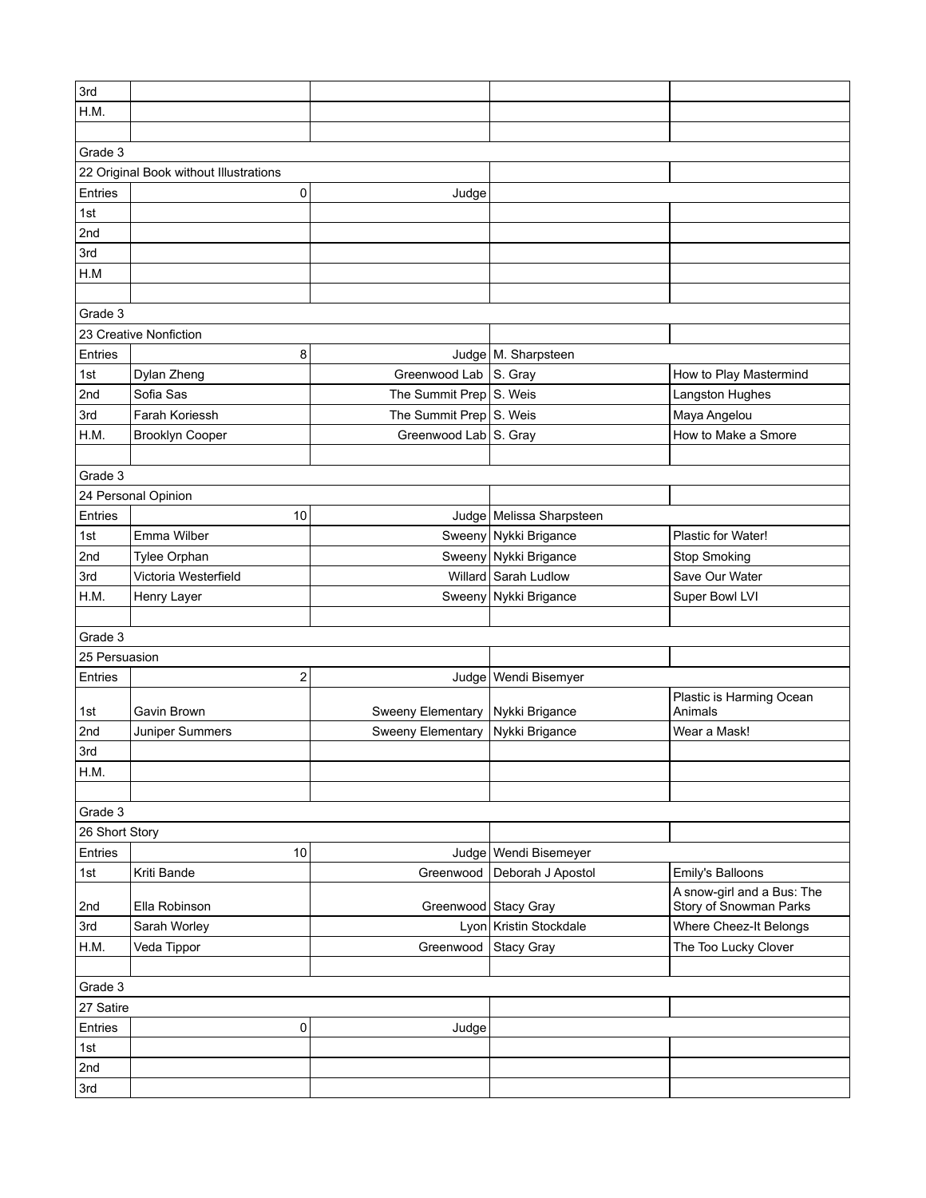| | | | | |
|---|---|---|---|---|
| 3rd | | | | |
| H.M. | | | | |
| | | | | |
| Grade 3 | | | | |
| 22 Original Book without Illustrations | | | | |
| Entries | 0 | Judge | | |
| 1st | | | | |
| 2nd | | | | |
| 3rd | | | | |
| H.M | | | | |
| | | | | |
| Grade 3 | | | | |
| 23 Creative Nonfiction | | | | |
| Entries | 8 | Judge | M. Sharpsteen | |
| 1st | Dylan Zheng | Greenwood Lab | S. Gray | How to Play Mastermind |
| 2nd | Sofia Sas | The Summit Prep | S. Weis | Langston Hughes |
| 3rd | Farah Koriessh | The Summit Prep | S. Weis | Maya Angelou |
| H.M. | Brooklyn Cooper | Greenwood Lab | S. Gray | How to Make a Smore |
| | | | | |
| Grade 3 | | | | |
| 24 Personal Opinion | | | | |
| Entries | 10 | Judge | Melissa Sharpsteen | |
| 1st | Emma Wilber | Sweeny | Nykki Brigance | Plastic for Water! |
| 2nd | Tylee Orphan | Sweeny | Nykki Brigance | Stop Smoking |
| 3rd | Victoria Westerfield | Willard | Sarah Ludlow | Save Our Water |
| H.M. | Henry Layer | Sweeny | Nykki Brigance | Super Bowl LVI |
| | | | | |
| Grade 3 | | | | |
| 25 Persuasion | | | | |
| Entries | 2 | Judge | Wendi Bisemyer | |
| 1st | Gavin Brown | Sweeny Elementary | Nykki Brigance | Plastic is Harming Ocean Animals |
| 2nd | Juniper Summers | Sweeny Elementary | Nykki Brigance | Wear a Mask! |
| 3rd | | | | |
| H.M. | | | | |
| | | | | |
| Grade 3 | | | | |
| 26 Short Story | | | | |
| Entries | 10 | Judge | Wendi Bisemeyer | |
| 1st | Kriti Bande | Greenwood | Deborah J Apostol | Emily's Balloons |
| 2nd | Ella Robinson | Greenwood | Stacy Gray | A snow-girl and a Bus: The Story of Snowman Parks |
| 3rd | Sarah Worley | Lyon | Kristin Stockdale | Where Cheez-It Belongs |
| H.M. | Veda Tippor | Greenwood | Stacy Gray | The Too Lucky Clover |
| | | | | |
| Grade 3 | | | | |
| 27 Satire | | | | |
| Entries | 0 | Judge | | |
| 1st | | | | |
| 2nd | | | | |
| 3rd | | | | |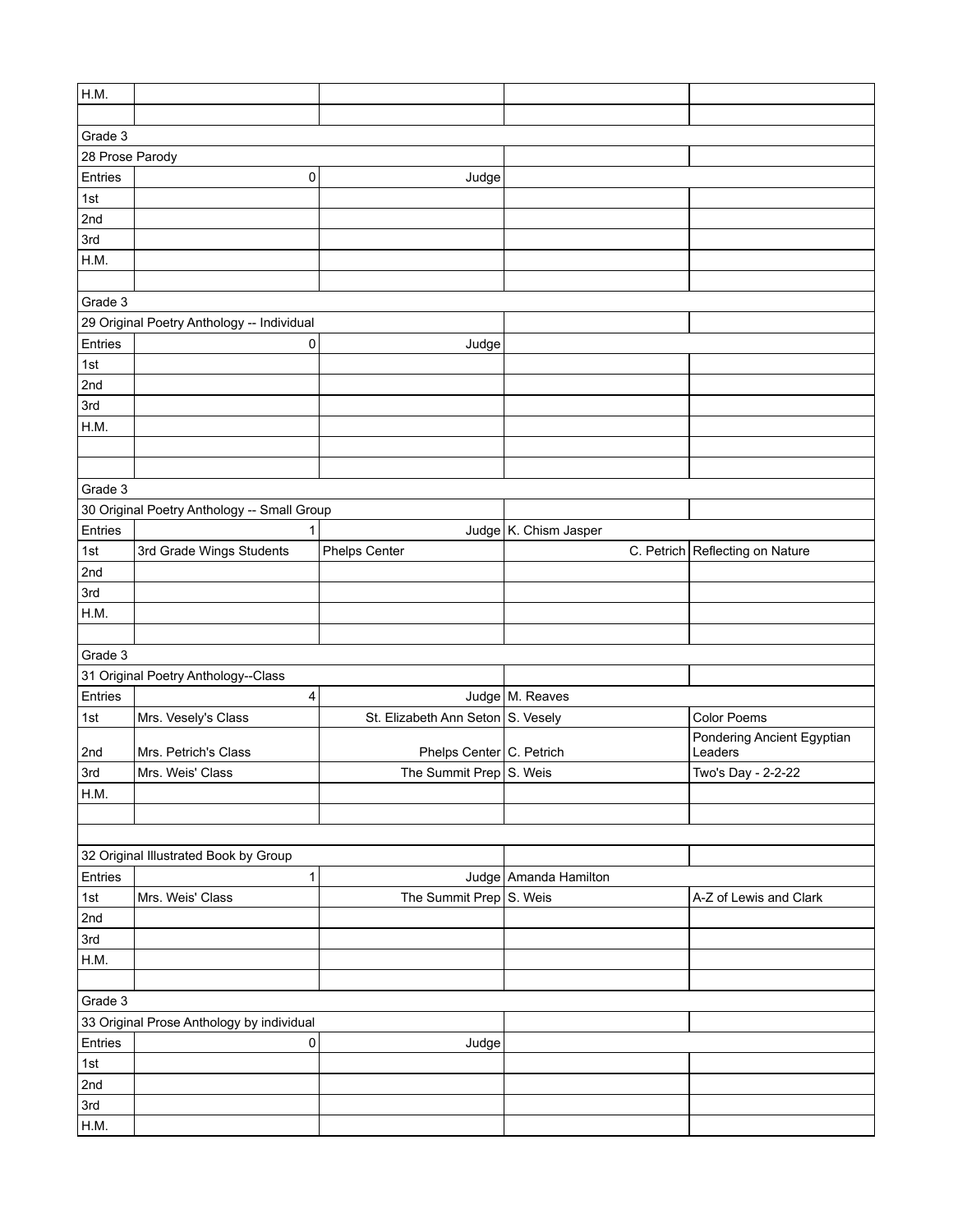| | | | | |
|---|---|---|---|---|
| H.M. | | | | |
| | | | | |
| Grade 3 | | | | |
| 28 Prose Parody | | | | |
| Entries | 0 | Judge | | |
| 1st | | | | |
| 2nd | | | | |
| 3rd | | | | |
| H.M. | | | | |
| | | | | |
| Grade 3 | | | | |
| 29 Original Poetry Anthology -- Individual | | | | |
| Entries | 0 | Judge | | |
| 1st | | | | |
| 2nd | | | | |
| 3rd | | | | |
| H.M. | | | | |
| | | | | |
| | | | | |
| Grade 3 | | | | |
| 30 Original Poetry Anthology -- Small Group | | | | |
| Entries | 1 | Judge | K. Chism Jasper | |
| 1st | 3rd Grade Wings Students | Phelps Center | C. Petrich | Reflecting on Nature |
| 2nd | | | | |
| 3rd | | | | |
| H.M. | | | | |
| | | | | |
| Grade 3 | | | | |
| 31 Original Poetry Anthology--Class | | | | |
| Entries | 4 | Judge | M. Reaves | |
| 1st | Mrs. Vesely's Class | St. Elizabeth Ann Seton | S. Vesely | Color Poems |
| 2nd | Mrs. Petrich's Class | Phelps Center | C. Petrich | Pondering Ancient Egyptian Leaders |
| 3rd | Mrs. Weis' Class | The Summit Prep | S. Weis | Two's Day - 2-2-22 |
| H.M. | | | | |
| | | | | |
| | | | | |
| 32 Original Illustrated Book by Group | | | | |
| Entries | 1 | Judge | Amanda Hamilton | |
| 1st | Mrs. Weis' Class | The Summit Prep | S. Weis | A-Z of Lewis and Clark |
| 2nd | | | | |
| 3rd | | | | |
| H.M. | | | | |
| | | | | |
| Grade 3 | | | | |
| 33 Original Prose Anthology by individual | | | | |
| Entries | 0 | Judge | | |
| 1st | | | | |
| 2nd | | | | |
| 3rd | | | | |
| H.M. | | | | |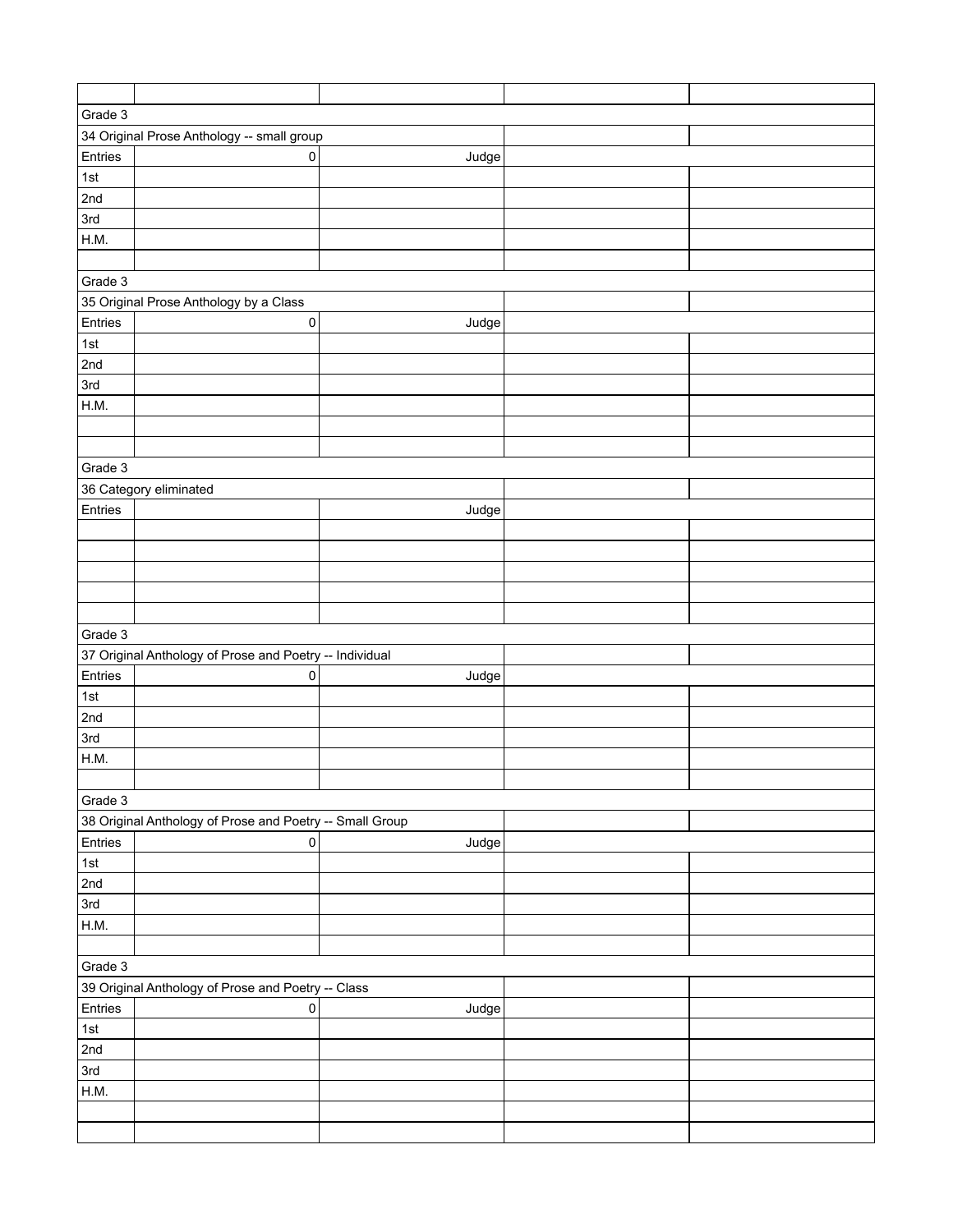| | | | | |
|---|---|---|---|---|
| Grade 3 | | | | |
| 34 Original Prose Anthology -- small group | | | | |
| Entries | 0 | Judge | | |
| 1st | | | | |
| 2nd | | | | |
| 3rd | | | | |
| H.M. | | | | |
| | | | | |
| Grade 3 | | | | |
| 35 Original Prose Anthology by a Class | | | | |
| Entries | 0 | Judge | | |
| 1st | | | | |
| 2nd | | | | |
| 3rd | | | | |
| H.M. | | | | |
| | | | | |
| | | | | |
| Grade 3 | | | | |
| 36 Category eliminated | | | | |
| Entries | | Judge | | |
| | | | | |
| | | | | |
| | | | | |
| | | | | |
| | | | | |
| Grade 3 | | | | |
| 37 Original Anthology of Prose and Poetry -- Individual | | | | |
| Entries | 0 | Judge | | |
| 1st | | | | |
| 2nd | | | | |
| 3rd | | | | |
| H.M. | | | | |
| | | | | |
| Grade 3 | | | | |
| 38 Original Anthology of Prose and Poetry -- Small Group | | | | |
| Entries | 0 | Judge | | |
| 1st | | | | |
| 2nd | | | | |
| 3rd | | | | |
| H.M. | | | | |
| | | | | |
| Grade 3 | | | | |
| 39 Original Anthology of Prose and Poetry -- Class | | | | |
| Entries | 0 | Judge | | |
| 1st | | | | |
| 2nd | | | | |
| 3rd | | | | |
| H.M. | | | | |
| | | | | |
| | | | | |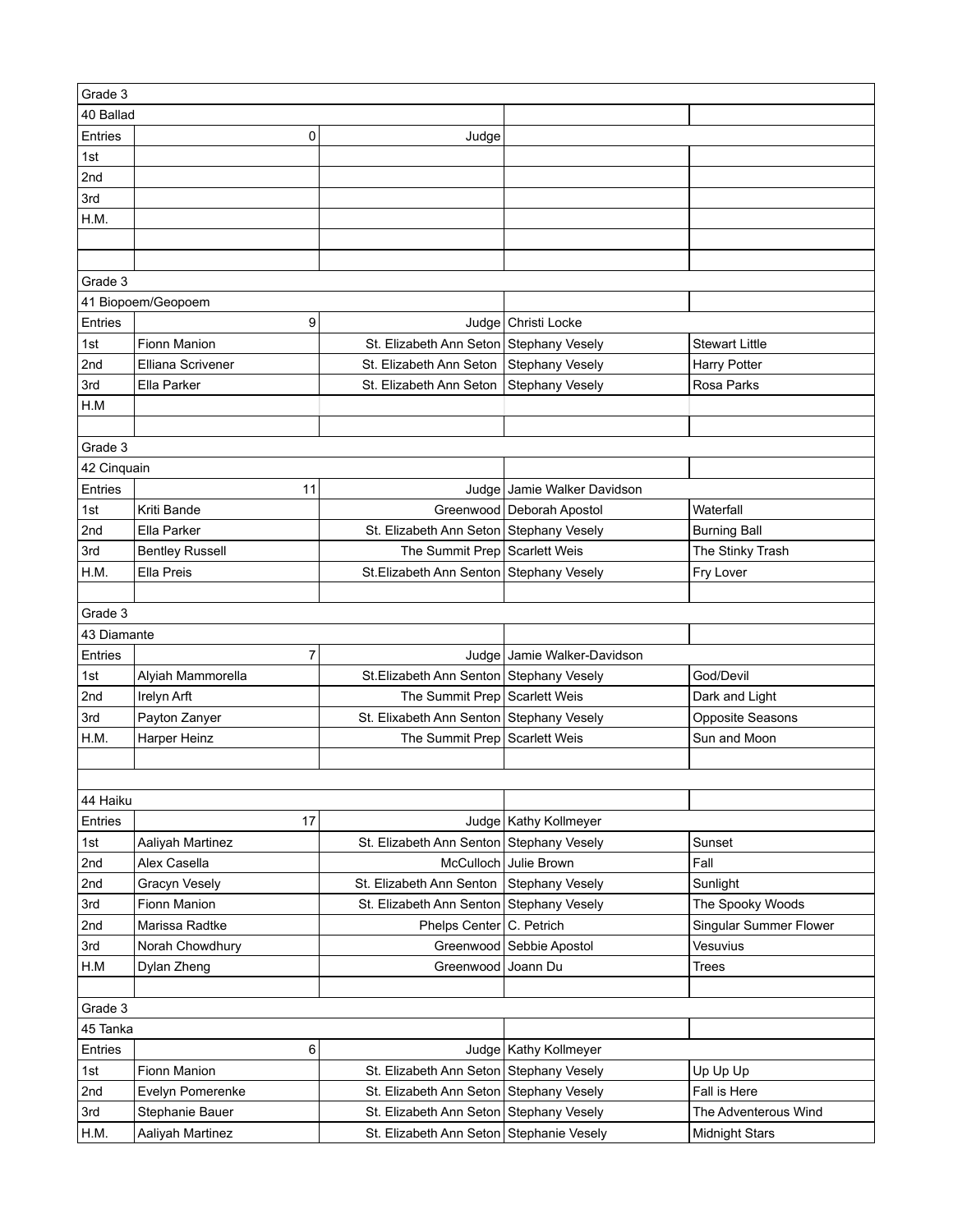| Grade 3 | | | | |
|---|---|---|---|---|
| 40 Ballad | | | | |
| Entries | 0 | Judge | | |
| 1st | | | | |
| 2nd | | | | |
| 3rd | | | | |
| H.M. | | | | |
| | | | | |
| | | | | |
| Grade 3 | | | | |
| 41 Biopoem/Geopoem | | | | |
| Entries | 9 | Judge | Christi Locke | |
| 1st | Fionn Manion | St. Elizabeth Ann Seton | Stephany Vesely | Stewart Little |
| 2nd | Elliana Scrivener | St. Elizabeth Ann Seton | Stephany Vesely | Harry Potter |
| 3rd | Ella Parker | St. Elizabeth Ann Seton | Stephany Vesely | Rosa Parks |
| H.M | | | | |
| | | | | |
| Grade 3 | | | | |
| 42 Cinquain | | | | |
| Entries | 11 | Judge | Jamie Walker Davidson | |
| 1st | Kriti Bande | Greenwood | Deborah Apostol | Waterfall |
| 2nd | Ella Parker | St. Elizabeth Ann Seton | Stephany Vesely | Burning Ball |
| 3rd | Bentley Russell | The Summit Prep | Scarlett Weis | The Stinky Trash |
| H.M. | Ella Preis | St.Elizabeth Ann Senton | Stephany Vesely | Fry Lover |
| | | | | |
| Grade 3 | | | | |
| 43 Diamante | | | | |
| Entries | 7 | Judge | Jamie Walker-Davidson | |
| 1st | Alyiah Mammorella | St.Elizabeth Ann Senton | Stephany Vesely | God/Devil |
| 2nd | Irelyn Arft | The Summit Prep | Scarlett Weis | Dark and Light |
| 3rd | Payton Zanyer | St. Elixabeth Ann Senton | Stephany Vesely | Opposite Seasons |
| H.M. | Harper Heinz | The Summit Prep | Scarlett Weis | Sun and Moon |
| | | | | |
| | | | | |
| 44 Haiku | | | | |
| Entries | 17 | Judge | Kathy Kollmeyer | |
| 1st | Aaliyah Martinez | St. Elizabeth Ann Senton | Stephany Vesely | Sunset |
| 2nd | Alex Casella | McCulloch | Julie Brown | Fall |
| 2nd | Gracyn Vesely | St. Elizabeth Ann Senton | Stephany Vesely | Sunlight |
| 3rd | Fionn Manion | St. Elizabeth Ann Senton | Stephany Vesely | The Spooky Woods |
| 2nd | Marissa Radtke | Phelps Center | C. Petrich | Singular Summer Flower |
| 3rd | Norah Chowdhury | Greenwood | Sebbie Apostol | Vesuvius |
| H.M | Dylan Zheng | Greenwood | Joann Du | Trees |
| | | | | |
| Grade 3 | | | | |
| 45 Tanka | | | | |
| Entries | 6 | Judge | Kathy Kollmeyer | |
| 1st | Fionn Manion | St. Elizabeth Ann Seton | Stephany Vesely | Up Up Up |
| 2nd | Evelyn Pomerenke | St. Elizabeth Ann Seton | Stephany Vesely | Fall is Here |
| 3rd | Stephanie Bauer | St. Elizabeth Ann Seton | Stephany Vesely | The Adventerous Wind |
| H.M. | Aaliyah Martinez | St. Elizabeth Ann Seton | Stephanie Vesely | Midnight Stars |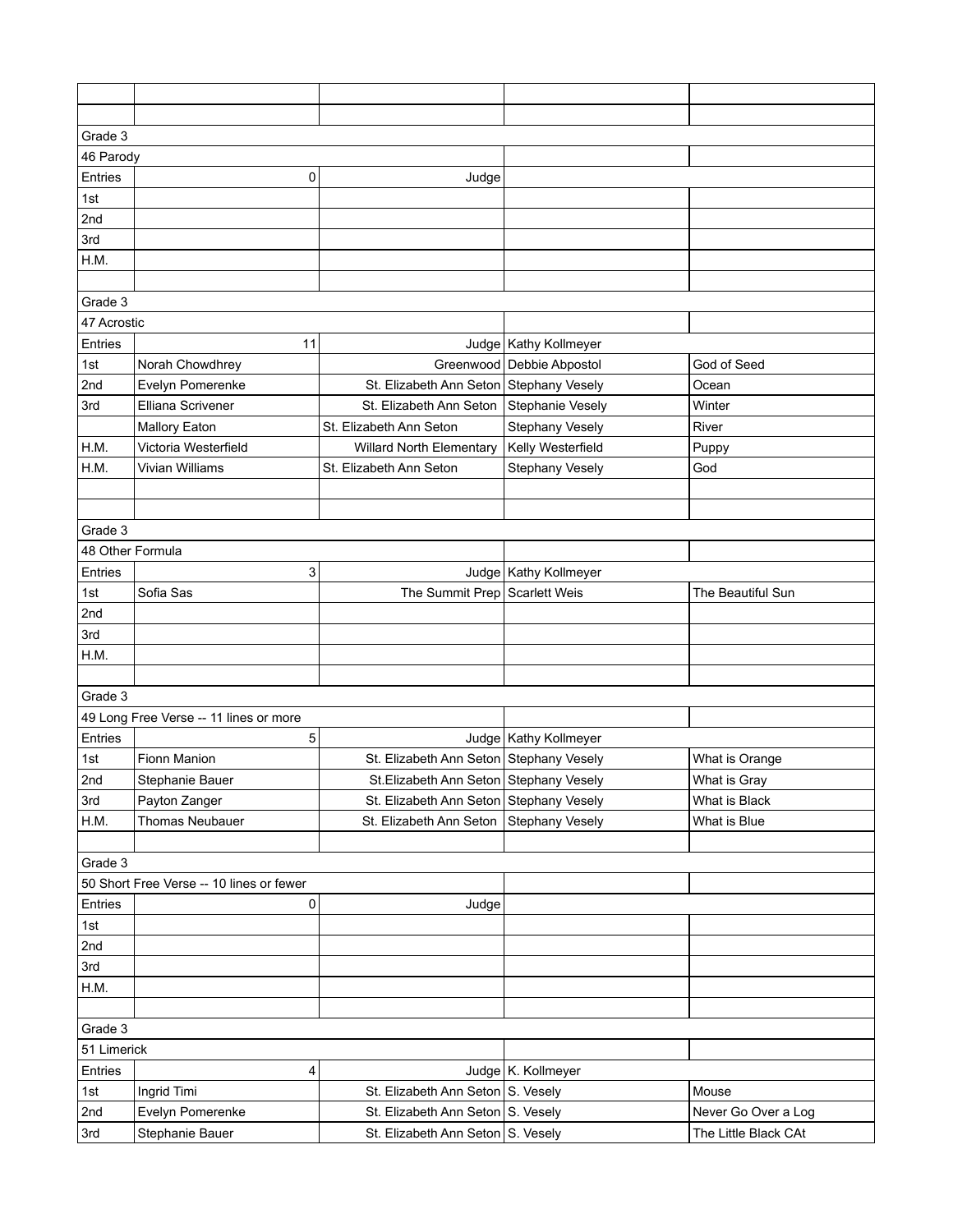| | | | | |
|---|---|---|---|---|
| | | | | |
| | | | | |
| Grade 3 | | | | |
| 46 Parody | | | | |
| Entries | 0 | Judge | | |
| 1st | | | | |
| 2nd | | | | |
| 3rd | | | | |
| H.M. | | | | |
| | | | | |
| Grade 3 | | | | |
| 47 Acrostic | | | | |
| Entries | 11 | Judge | Kathy Kollmeyer | |
| 1st | Norah Chowdhrey | Greenwood | Debbie Abpostol | God of Seed |
| 2nd | Evelyn Pomerenke | St. Elizabeth Ann Seton | Stephany Vesely | Ocean |
| 3rd | Elliana Scrivener | St. Elizabeth Ann Seton | Stephanie Vesely | Winter |
| | Mallory Eaton | St. Elizabeth Ann Seton | Stephany Vesely | River |
| H.M. | Victoria Westerfield | Willard North Elementary | Kelly Westerfield | Puppy |
| H.M. | Vivian Williams | St. Elizabeth Ann Seton | Stephany Vesely | God |
| | | | | |
| | | | | |
| Grade 3 | | | | |
| 48 Other Formula | | | | |
| Entries | 3 | Judge | Kathy Kollmeyer | |
| 1st | Sofia Sas | The Summit Prep | Scarlett Weis | The Beautiful Sun |
| 2nd | | | | |
| 3rd | | | | |
| H.M. | | | | |
| | | | | |
| Grade 3 | | | | |
| 49 Long Free Verse -- 11 lines or more | | | | |
| Entries | 5 | Judge | Kathy Kollmeyer | |
| 1st | Fionn Manion | St. Elizabeth Ann Seton | Stephany Vesely | What is Orange |
| 2nd | Stephanie Bauer | St.Elizabeth Ann Seton | Stephany Vesely | What is Gray |
| 3rd | Payton Zanger | St. Elizabeth Ann Seton | Stephany Vesely | What is Black |
| H.M. | Thomas Neubauer | St. Elizabeth Ann Seton | Stephany Vesely | What is Blue |
| | | | | |
| Grade 3 | | | | |
| 50 Short Free Verse -- 10 lines or fewer | | | | |
| Entries | 0 | Judge | | |
| 1st | | | | |
| 2nd | | | | |
| 3rd | | | | |
| H.M. | | | | |
| | | | | |
| Grade 3 | | | | |
| 51 Limerick | | | | |
| Entries | 4 | Judge | K. Kollmeyer | |
| 1st | Ingrid Timi | St. Elizabeth Ann Seton | S. Vesely | Mouse |
| 2nd | Evelyn Pomerenke | St. Elizabeth Ann Seton | S. Vesely | Never Go Over a Log |
| 3rd | Stephanie Bauer | St. Elizabeth Ann Seton | S. Vesely | The Little Black CAt |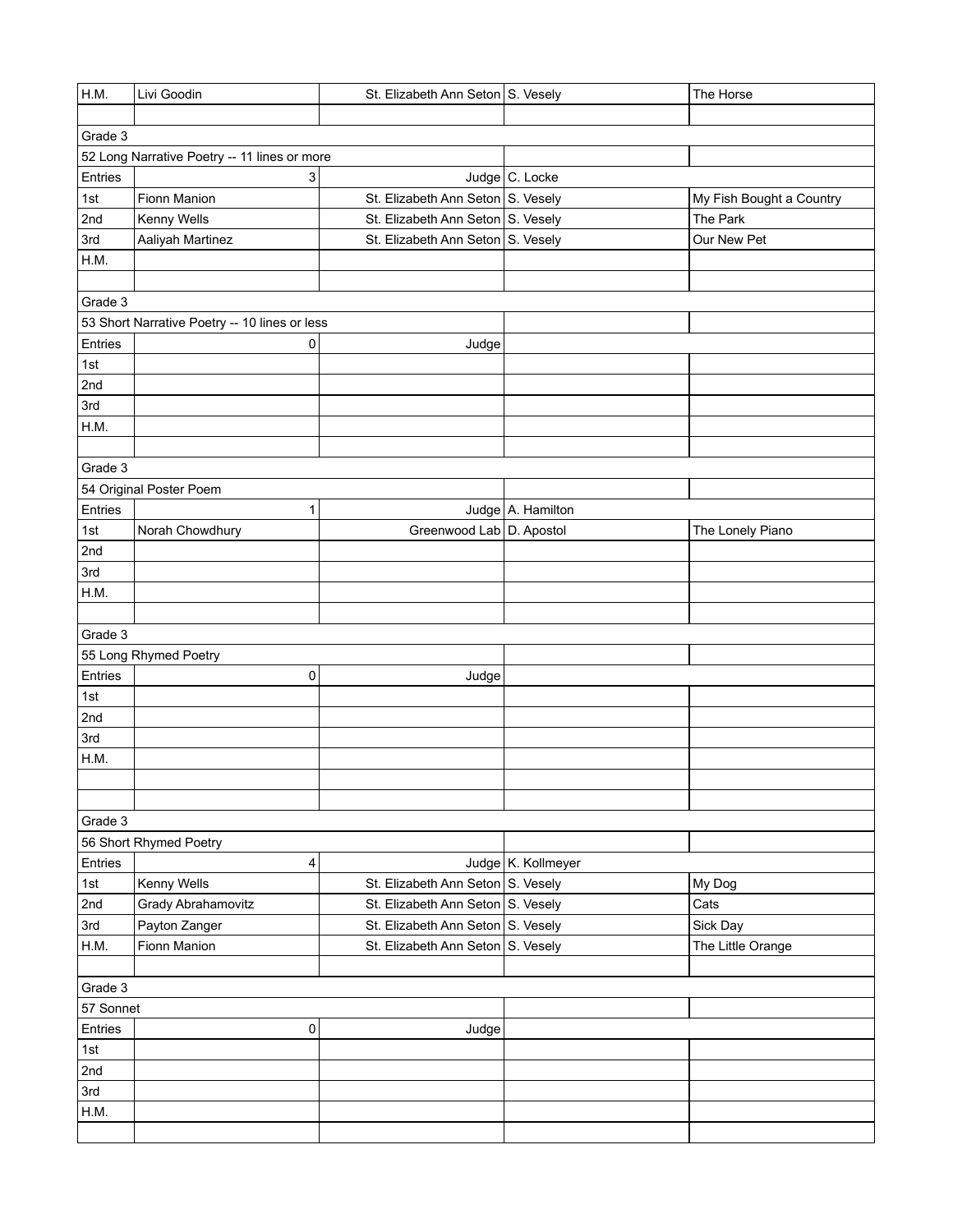| | | | | |
|---|---|---|---|---|
| H.M. | Livi Goodin | St. Elizabeth Ann Seton | S. Vesely | The Horse |
| | | | | |
| Grade 3 | | | | |
| 52 Long Narrative Poetry -- 11 lines or more | | | | |
| Entries | 3 | Judge | C. Locke | |
| 1st | Fionn Manion | St. Elizabeth Ann Seton | S. Vesely | My Fish Bought a Country |
| 2nd | Kenny Wells | St. Elizabeth Ann Seton | S. Vesely | The Park |
| 3rd | Aaliyah Martinez | St. Elizabeth Ann Seton | S. Vesely | Our New Pet |
| H.M. | | | | |
| | | | | |
| Grade 3 | | | | |
| 53 Short Narrative Poetry -- 10 lines or less | | | | |
| Entries | 0 | Judge | | |
| 1st | | | | |
| 2nd | | | | |
| 3rd | | | | |
| H.M. | | | | |
| | | | | |
| Grade 3 | | | | |
| 54 Original Poster Poem | | | | |
| Entries | 1 | Judge | A. Hamilton | |
| 1st | Norah Chowdhury | Greenwood Lab | D. Apostol | The Lonely Piano |
| 2nd | | | | |
| 3rd | | | | |
| H.M. | | | | |
| | | | | |
| Grade 3 | | | | |
| 55 Long Rhymed Poetry | | | | |
| Entries | 0 | Judge | | |
| 1st | | | | |
| 2nd | | | | |
| 3rd | | | | |
| H.M. | | | | |
| | | | | |
| | | | | |
| Grade 3 | | | | |
| 56 Short Rhymed Poetry | | | | |
| Entries | 4 | Judge | K. Kollmeyer | |
| 1st | Kenny Wells | St. Elizabeth Ann Seton | S. Vesely | My Dog |
| 2nd | Grady Abrahamovitz | St. Elizabeth Ann Seton | S. Vesely | Cats |
| 3rd | Payton Zanger | St. Elizabeth Ann Seton | S. Vesely | Sick Day |
| H.M. | Fionn Manion | St. Elizabeth Ann Seton | S. Vesely | The Little Orange |
| | | | | |
| Grade 3 | | | | |
| 57 Sonnet | | | | |
| Entries | 0 | Judge | | |
| 1st | | | | |
| 2nd | | | | |
| 3rd | | | | |
| H.M. | | | | |
| | | | | |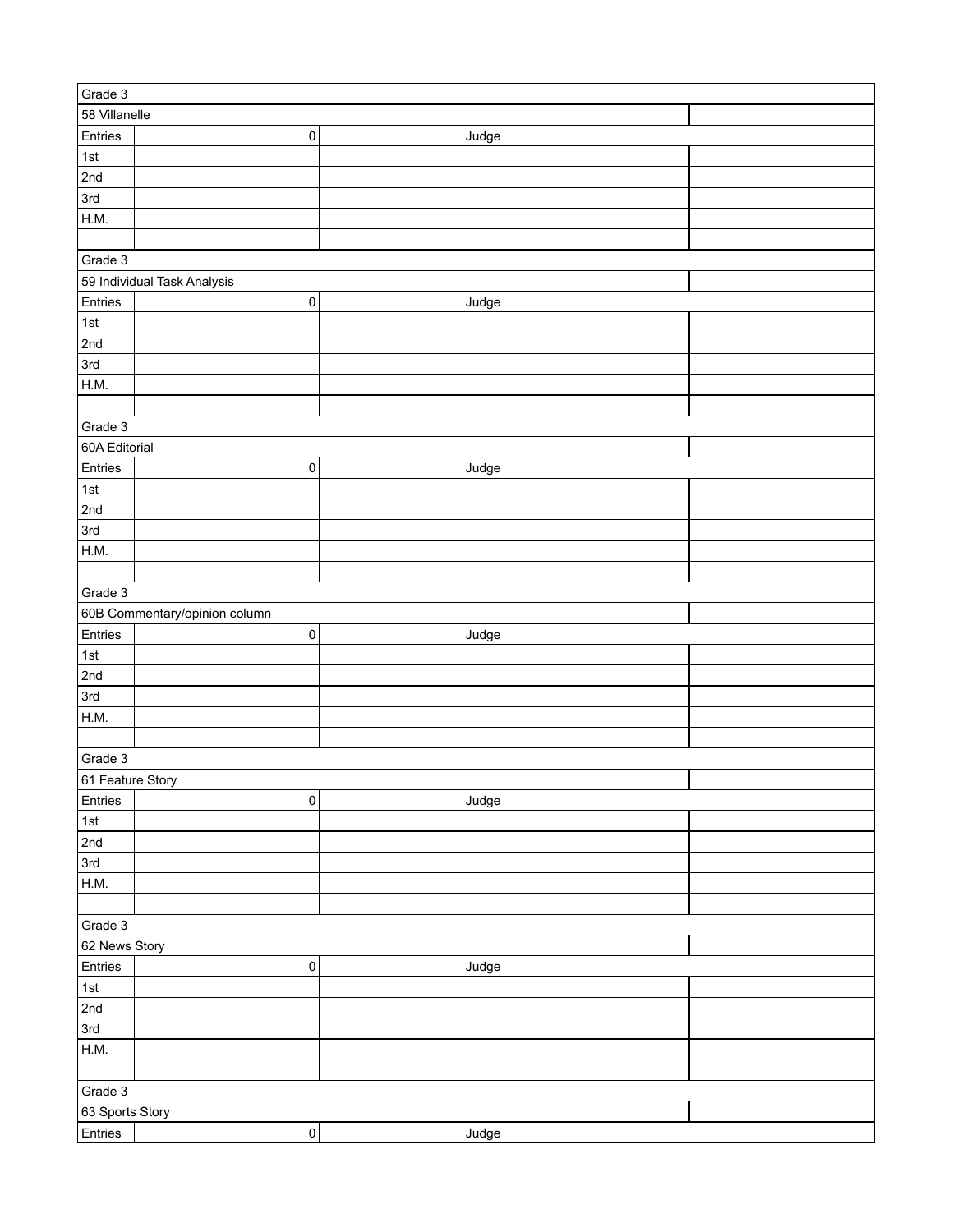| Grade 3 | | | | |
|---|---|---|---|---|
| 58 Villanelle | | | | |
| Entries | 0 | Judge | | |
| 1st | | | | |
| 2nd | | | | |
| 3rd | | | | |
| H.M. | | | | |
| | | | | |

| Grade 3 | | | | |
|---|---|---|---|---|
| 59 Individual Task Analysis | | | | |
| Entries | 0 | Judge | | |
| 1st | | | | |
| 2nd | | | | |
| 3rd | | | | |
| H.M. | | | | |
| | | | | |

| Grade 3 | | | | |
|---|---|---|---|---|
| 60A Editorial | | | | |
| Entries | 0 | Judge | | |
| 1st | | | | |
| 2nd | | | | |
| 3rd | | | | |
| H.M. | | | | |
| | | | | |

| Grade 3 | | | | |
|---|---|---|---|---|
| 60B Commentary/opinion column | | | | |
| Entries | 0 | Judge | | |
| 1st | | | | |
| 2nd | | | | |
| 3rd | | | | |
| H.M. | | | | |
| | | | | |

| Grade 3 | | | | |
|---|---|---|---|---|
| 61 Feature Story | | | | |
| Entries | 0 | Judge | | |
| 1st | | | | |
| 2nd | | | | |
| 3rd | | | | |
| H.M. | | | | |
| | | | | |

| Grade 3 | | | | |
|---|---|---|---|---|
| 62 News Story | | | | |
| Entries | 0 | Judge | | |
| 1st | | | | |
| 2nd | | | | |
| 3rd | | | | |
| H.M. | | | | |
| | | | | |

| Grade 3 | | | | |
|---|---|---|---|---|
| 63 Sports Story | | | | |
| Entries | 0 | Judge | | |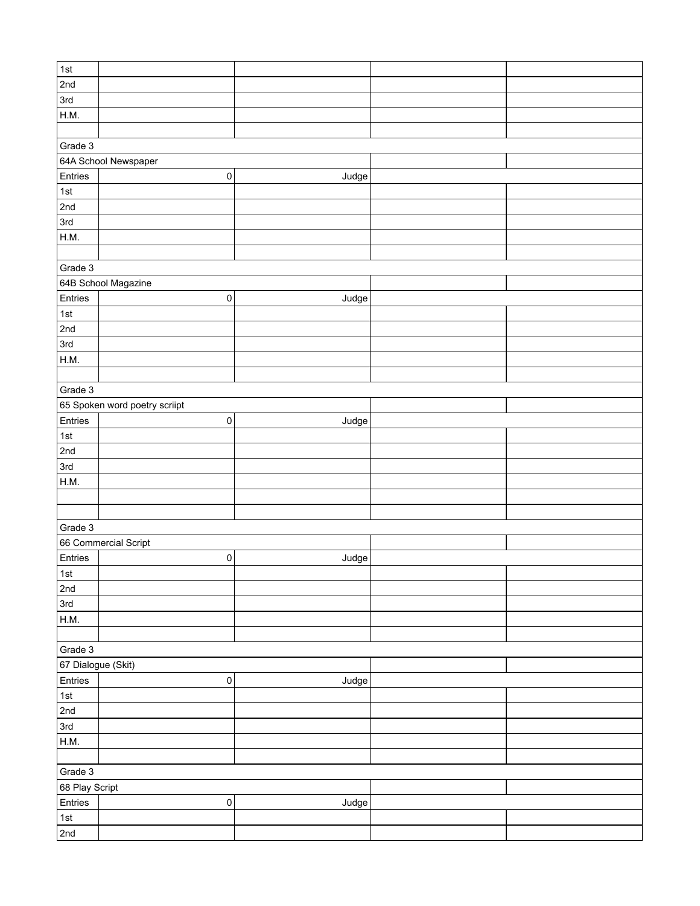| | | | | |
|---|---|---|---|---|
| 1st | | | | |
| 2nd | | | | |
| 3rd | | | | |
| H.M. | | | | |
| | | | | |
| Grade 3 | | | | |
| 64A School Newspaper | | | | |
| Entries | 0 | Judge | | |
| 1st | | | | |
| 2nd | | | | |
| 3rd | | | | |
| H.M. | | | | |
| | | | | |
| Grade 3 | | | | |
| 64B School Magazine | | | | |
| Entries | 0 | Judge | | |
| 1st | | | | |
| 2nd | | | | |
| 3rd | | | | |
| H.M. | | | | |
| | | | | |
| Grade 3 | | | | |
| 65 Spoken word poetry scriipt | | | | |
| Entries | 0 | Judge | | |
| 1st | | | | |
| 2nd | | | | |
| 3rd | | | | |
| H.M. | | | | |
| | | | | |
| | | | | |
| Grade 3 | | | | |
| 66 Commercial Script | | | | |
| Entries | 0 | Judge | | |
| 1st | | | | |
| 2nd | | | | |
| 3rd | | | | |
| H.M. | | | | |
| | | | | |
| Grade 3 | | | | |
| 67 Dialogue (Skit) | | | | |
| Entries | 0 | Judge | | |
| 1st | | | | |
| 2nd | | | | |
| 3rd | | | | |
| H.M. | | | | |
| | | | | |
| Grade 3 | | | | |
| 68 Play Script | | | | |
| Entries | 0 | Judge | | |
| 1st | | | | |
| 2nd | | | | |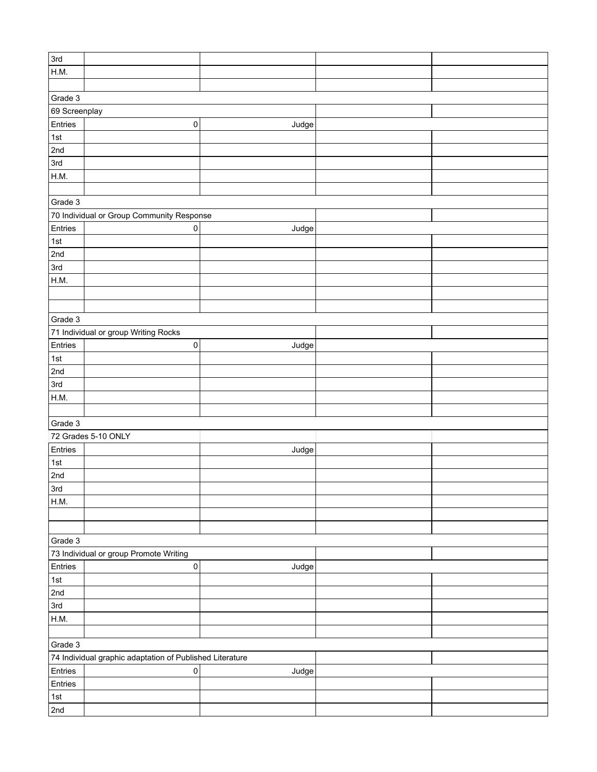| | | | | |
|---|---|---|---|---|
| 3rd | | | | |
| H.M. | | | | |
| | | | | |
| Grade 3 | | | | |
| 69 Screenplay | | | | |
| Entries | 0 | Judge | | |
| 1st | | | | |
| 2nd | | | | |
| 3rd | | | | |
| H.M. | | | | |
| | | | | |
| Grade 3 | | | | |
| 70 Individual or Group Community Response | | | | |
| Entries | 0 | Judge | | |
| 1st | | | | |
| 2nd | | | | |
| 3rd | | | | |
| H.M. | | | | |
| | | | | |
| | | | | |
| Grade 3 | | | | |
| 71 Individual or group Writing Rocks | | | | |
| Entries | 0 | Judge | | |
| 1st | | | | |
| 2nd | | | | |
| 3rd | | | | |
| H.M. | | | | |
| | | | | |
| Grade 3 | | | | |
| 72 Grades 5-10 ONLY | | | | |
| Entries | | Judge | | |
| 1st | | | | |
| 2nd | | | | |
| 3rd | | | | |
| H.M. | | | | |
| | | | | |
| | | | | |
| Grade 3 | | | | |
| 73 Individual or group Promote Writing | | | | |
| Entries | 0 | Judge | | |
| 1st | | | | |
| 2nd | | | | |
| 3rd | | | | |
| H.M. | | | | |
| | | | | |
| Grade 3 | | | | |
| 74 Individual graphic adaptation of Published Literature | | | | |
| Entries | 0 | Judge | | |
| Entries | | | | |
| 1st | | | | |
| 2nd | | | | |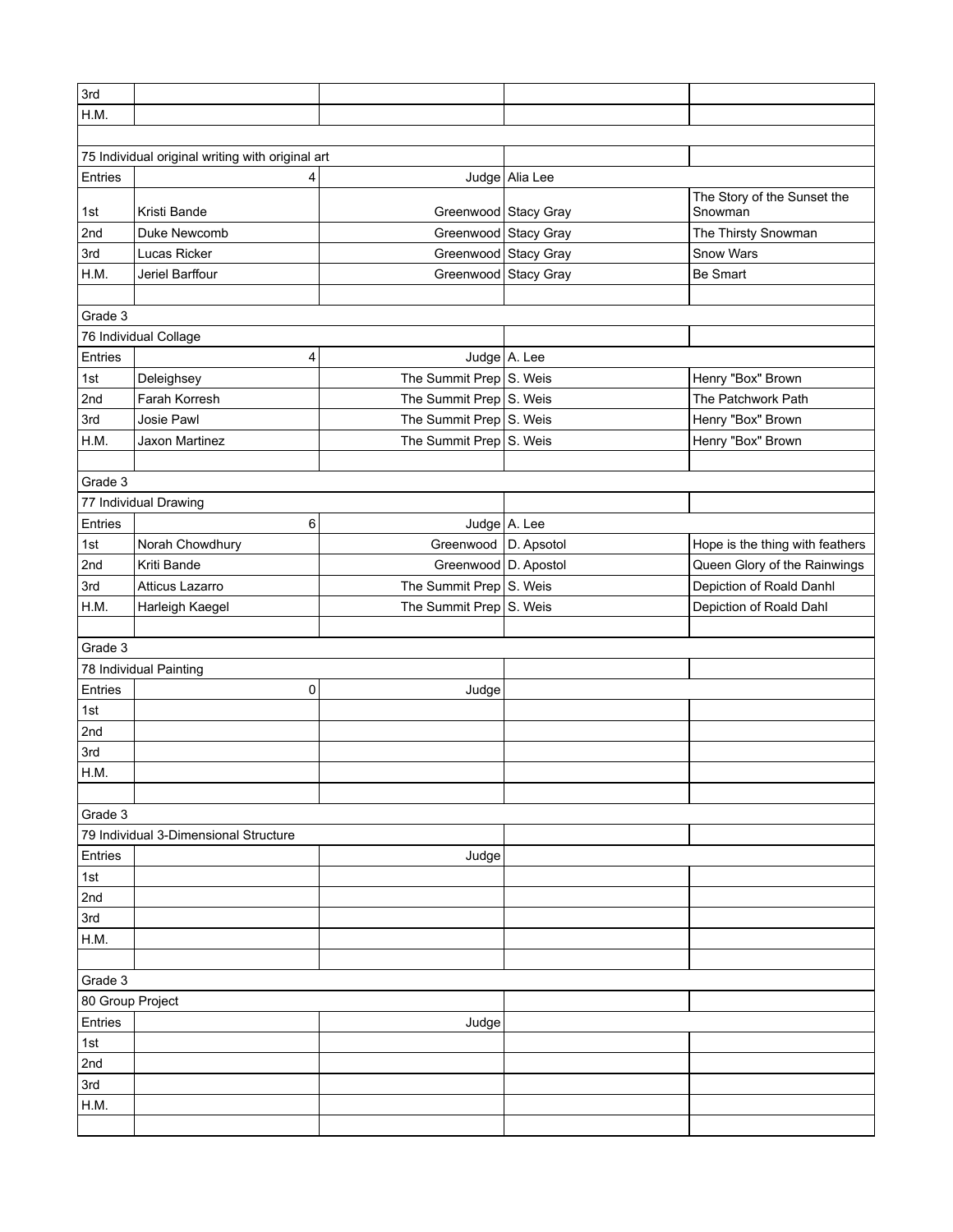| | | | | |
|---|---|---|---|---|
| 3rd | | | | |
| H.M. | | | | |
| | | | | |
| 75 Individual original writing with original art | | | | |
| Entries | 4 | Judge | Alia Lee | |
| 1st | Kristi Bande | Greenwood | Stacy Gray | The Story of the Sunset the Snowman |
| 2nd | Duke Newcomb | Greenwood | Stacy Gray | The Thirsty Snowman |
| 3rd | Lucas Ricker | Greenwood | Stacy Gray | Snow Wars |
| H.M. | Jeriel Barffour | Greenwood | Stacy Gray | Be Smart |
| | | | | |
| Grade 3 | | | | |
| 76 Individual Collage | | | | |
| Entries | 4 | Judge | A. Lee | |
| 1st | Deleighsey | The Summit Prep | S. Weis | Henry "Box" Brown |
| 2nd | Farah Korresh | The Summit Prep | S. Weis | The Patchwork Path |
| 3rd | Josie Pawl | The Summit Prep | S. Weis | Henry "Box" Brown |
| H.M. | Jaxon Martinez | The Summit Prep | S. Weis | Henry "Box" Brown |
| | | | | |
| Grade 3 | | | | |
| 77 Individual Drawing | | | | |
| Entries | 6 | Judge | A. Lee | |
| 1st | Norah Chowdhury | Greenwood | D. Apsotol | Hope is the thing with feathers |
| 2nd | Kriti Bande | Greenwood | D. Apostol | Queen Glory of the Rainwings |
| 3rd | Atticus Lazarro | The Summit Prep | S. Weis | Depiction of Roald Danhl |
| H.M. | Harleigh Kaegel | The Summit Prep | S. Weis | Depiction of Roald Dahl |
| | | | | |
| Grade 3 | | | | |
| 78 Individual Painting | | | | |
| Entries | 0 | Judge | | |
| 1st | | | | |
| 2nd | | | | |
| 3rd | | | | |
| H.M. | | | | |
| | | | | |
| Grade 3 | | | | |
| 79 Individual 3-Dimensional Structure | | | | |
| Entries | | Judge | | |
| 1st | | | | |
| 2nd | | | | |
| 3rd | | | | |
| H.M. | | | | |
| | | | | |
| Grade 3 | | | | |
| 80 Group Project | | | | |
| Entries | | Judge | | |
| 1st | | | | |
| 2nd | | | | |
| 3rd | | | | |
| H.M. | | | | |
| | | | | |